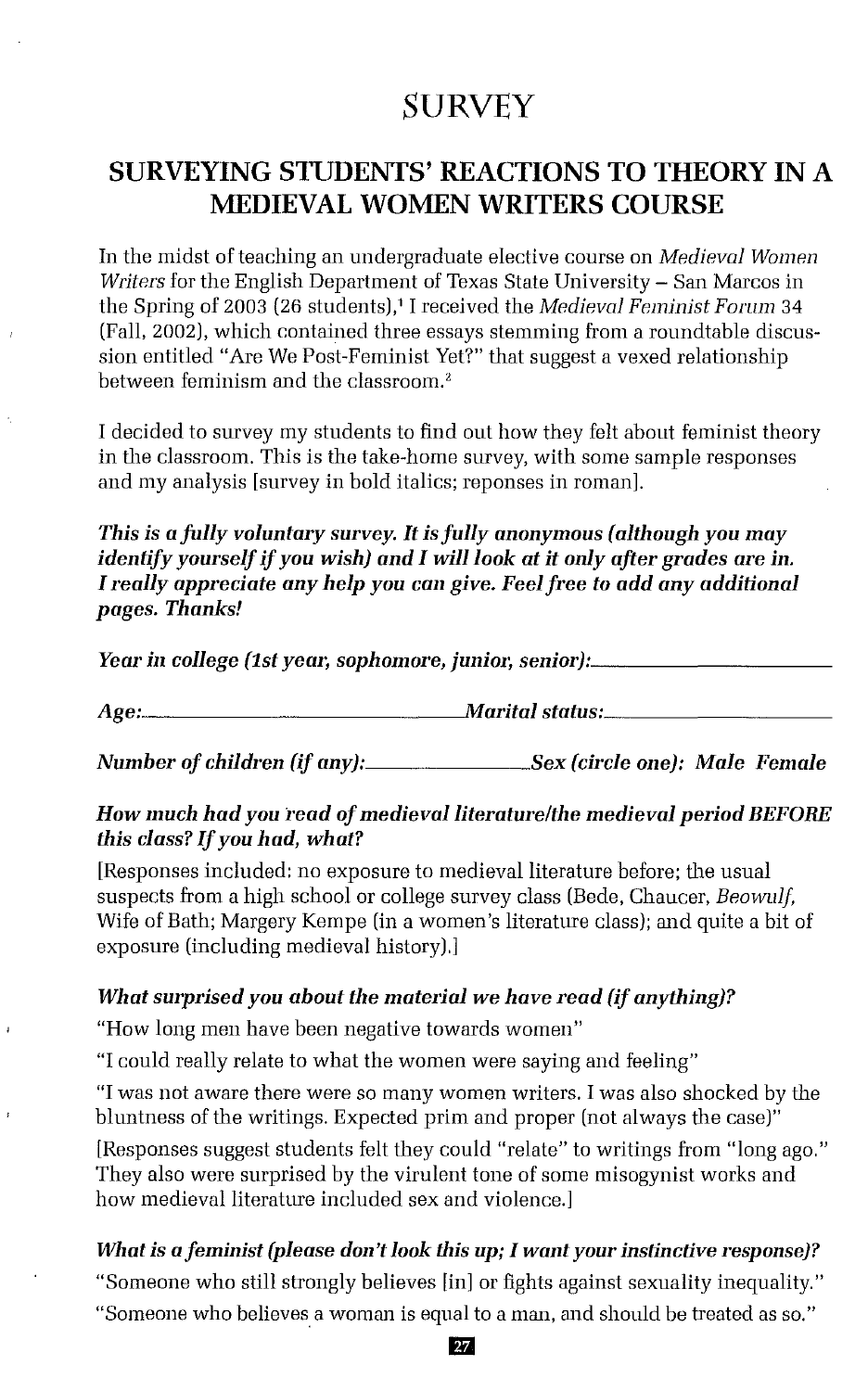# SURVEY

## SURVEYING STUDENTS' REACTIONS TO THEORY IN A MEDIEVAL WOMEN WRITERS COURSE

In the midst of teaching an undergraduate elective course on *Medieval Women Writers* for the English Department of Texas State University – San Marcos in the Spring of 2003 (26 students),[1] I received the *Medieval Feminist Forum* 34 (Fall, 2002), which contained three essays stemming from a roundtable discussion entitled "Are We Post-Feminist Yet?" that suggest a vexed relationship between feminism and the classroom.[2]

I decided to survey my students to find out how they felt about feminist theory in the classroom. This is the take-home survey, with some sample responses and my analysis [survey in bold italics; reponses in roman].

***This is a fully voluntary survey. It is fully anonymous (although you may identify yourself if you wish) and I will look at it only after grades are in. I really appreciate any help you can give. Feel free to add any additional pages. Thanks!***

***Year in college (1st year, sophomore, junior, senior):_______________***

***Age:_______________ Marital status:_______________***

***Number of children (if any):_______________ Sex (circle one): Male Female***

***How much had you read of medieval literature/the medieval period BEFORE this class? If you had, what?***

[Responses included: no exposure to medieval literature before; the usual suspects from a high school or college survey class (Bede, Chaucer, *Beowulf*, Wife of Bath; Margery Kempe (in a women's literature class); and quite a bit of exposure (including medieval history).]

***What surprised you about the material we have read (if anything)?***

"How long men have been negative towards women"

"I could really relate to what the women were saying and feeling"

"I was not aware there were so many women writers. I was also shocked by the bluntness of the writings. Expected prim and proper (not always the case)"

[Responses suggest students felt they could "relate" to writings from "long ago." They also were surprised by the virulent tone of some misogynist works and how medieval literature included sex and violence.]

***What is a feminist (please don't look this up; I want your instinctive response)?***

"Someone who still strongly believes [in] or fights against sexuality inequality."

"Someone who believes a woman is equal to a man, and should be treated as so."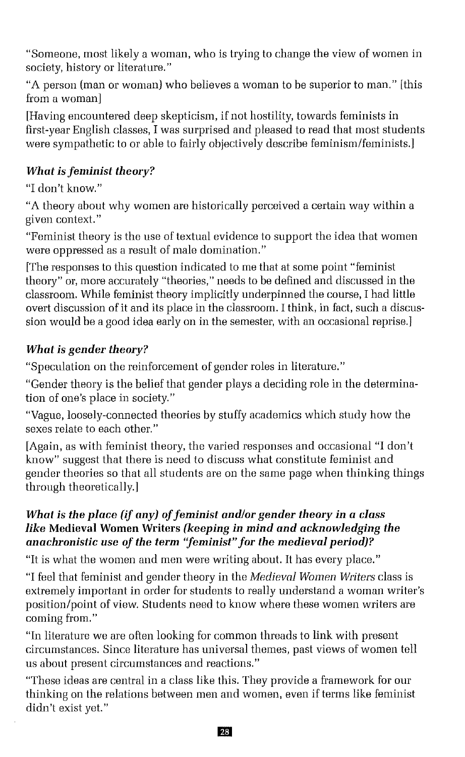"Someone, most likely a woman, who is trying to change the view of women in society, history or literature."

"A person (man or woman) who believes a woman to be superior to man." [this from a woman]

[Having encountered deep skepticism, if not hostility, towards feminists in first-year English classes, I was surprised and pleased to read that most students were sympathetic to or able to fairly objectively describe feminism/feminists.]

### *What is feminist theory?*

"I don't know."

"A theory about why women are historically perceived a certain way within a given context."

"Feminist theory is the use of textual evidence to support the idea that women were oppressed as a result of male domination."

[The responses to this question indicated to me that at some point "feminist theory" or, more accurately "theories," needs to be defined and discussed in the classroom. While feminist theory implicitly underpinned the course, I had little overt discussion of it and its place in the classroom. I think, in fact, such a discussion would be a good idea early on in the semester, with an occasional reprise.]

### *What is gender theory?*

"Speculation on the reinforcement of gender roles in literature."

"Gender theory is the belief that gender plays a deciding role in the determination of one's place in society."

"Vague, loosely-connected theories by stuffy academics which study how the sexes relate to each other."

[Again, as with feminist theory, the varied responses and occasional "I don't know" suggest that there is need to discuss what constitute feminist and gender theories so that all students are on the same page when thinking things through theoretically.]

### *What is the place (if any) of feminist and/or gender theory in a class like* **Medieval Women Writers** *(keeping in mind and acknowledging the anachronistic use of the term "feminist" for the medieval period)?*

"It is what the women and men were writing about. It has every place."

"I feel that feminist and gender theory in the *Medieval Women Writers* class is extremely important in order for students to really understand a woman writer's position/point of view. Students need to know where these women writers are coming from."

"In literature we are often looking for common threads to link with present circumstances. Since literature has universal themes, past views of women tell us about present circumstances and reactions."

"These ideas are central in a class like this. They provide a framework for our thinking on the relations between men and women, even if terms like feminist didn't exist yet."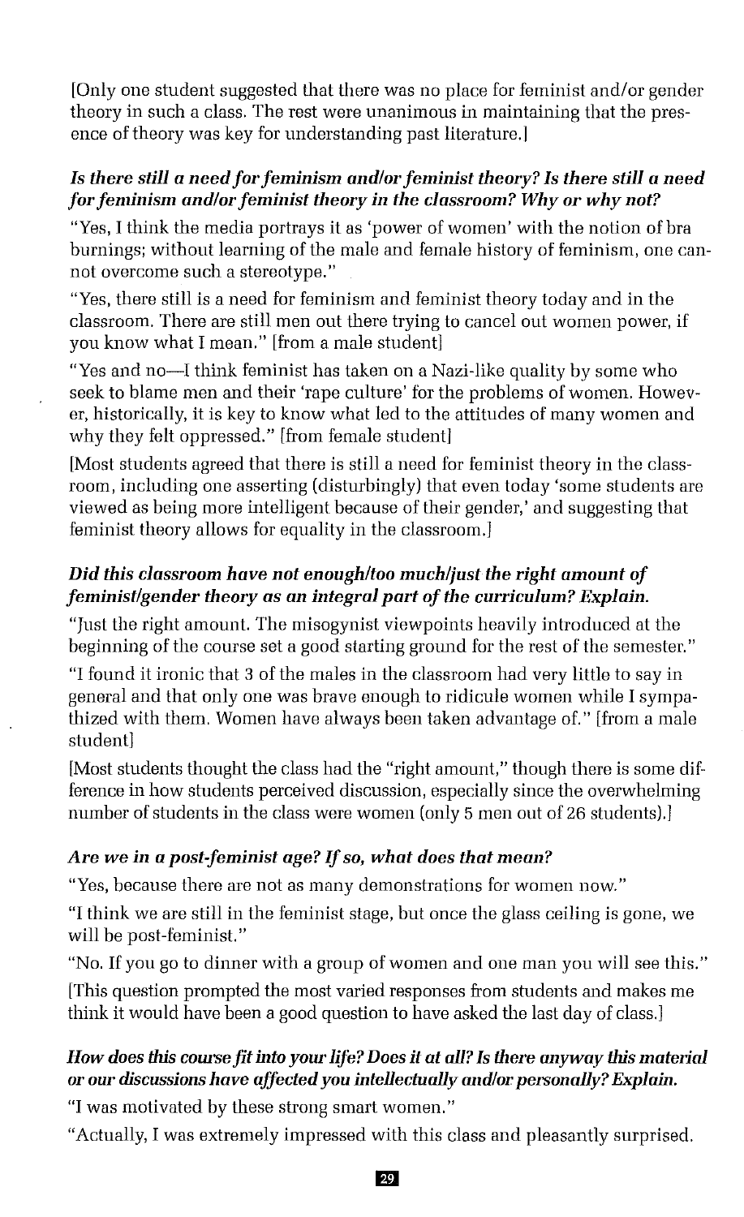[Only one student suggested that there was no place for feminist and/or gender theory in such a class. The rest were unanimous in maintaining that the presence of theory was key for understanding past literature.]

***Is there still a need for feminism and/or feminist theory? Is there still a need for feminism and/or feminist theory in the classroom? Why or why not?***

"Yes, I think the media portrays it as 'power of women' with the notion of bra burnings; without learning of the male and female history of feminism, one cannot overcome such a stereotype."

"Yes, there still is a need for feminism and feminist theory today and in the classroom. There are still men out there trying to cancel out women power, if you know what I mean." [from a male student]

"Yes and no—I think feminist has taken on a Nazi-like quality by some who seek to blame men and their 'rape culture' for the problems of women. However, historically, it is key to know what led to the attitudes of many women and why they felt oppressed." [from female student]

[Most students agreed that there is still a need for feminist theory in the classroom, including one asserting (disturbingly) that even today 'some students are viewed as being more intelligent because of their gender,' and suggesting that feminist theory allows for equality in the classroom.]

***Did this classroom have not enough/too much/just the right amount of feminist/gender theory as an integral part of the curriculum? Explain.***

"Just the right amount. The misogynist viewpoints heavily introduced at the beginning of the course set a good starting ground for the rest of the semester."

"I found it ironic that 3 of the males in the classroom had very little to say in general and that only one was brave enough to ridicule women while I sympathized with them. Women have always been taken advantage of." [from a male student]

[Most students thought the class had the "right amount," though there is some difference in how students perceived discussion, especially since the overwhelming number of students in the class were women (only 5 men out of 26 students).]

***Are we in a post-feminist age? If so, what does that mean?***

"Yes, because there are not as many demonstrations for women now."

"I think we are still in the feminist stage, but once the glass ceiling is gone, we will be post-feminist."

"No. If you go to dinner with a group of women and one man you will see this."

[This question prompted the most varied responses from students and makes me think it would have been a good question to have asked the last day of class.]

***How does this course fit into your life? Does it at all? Is there anyway this material or our discussions have affected you intellectually and/or personally? Explain.***

"I was motivated by these strong smart women."

"Actually, I was extremely impressed with this class and pleasantly surprised.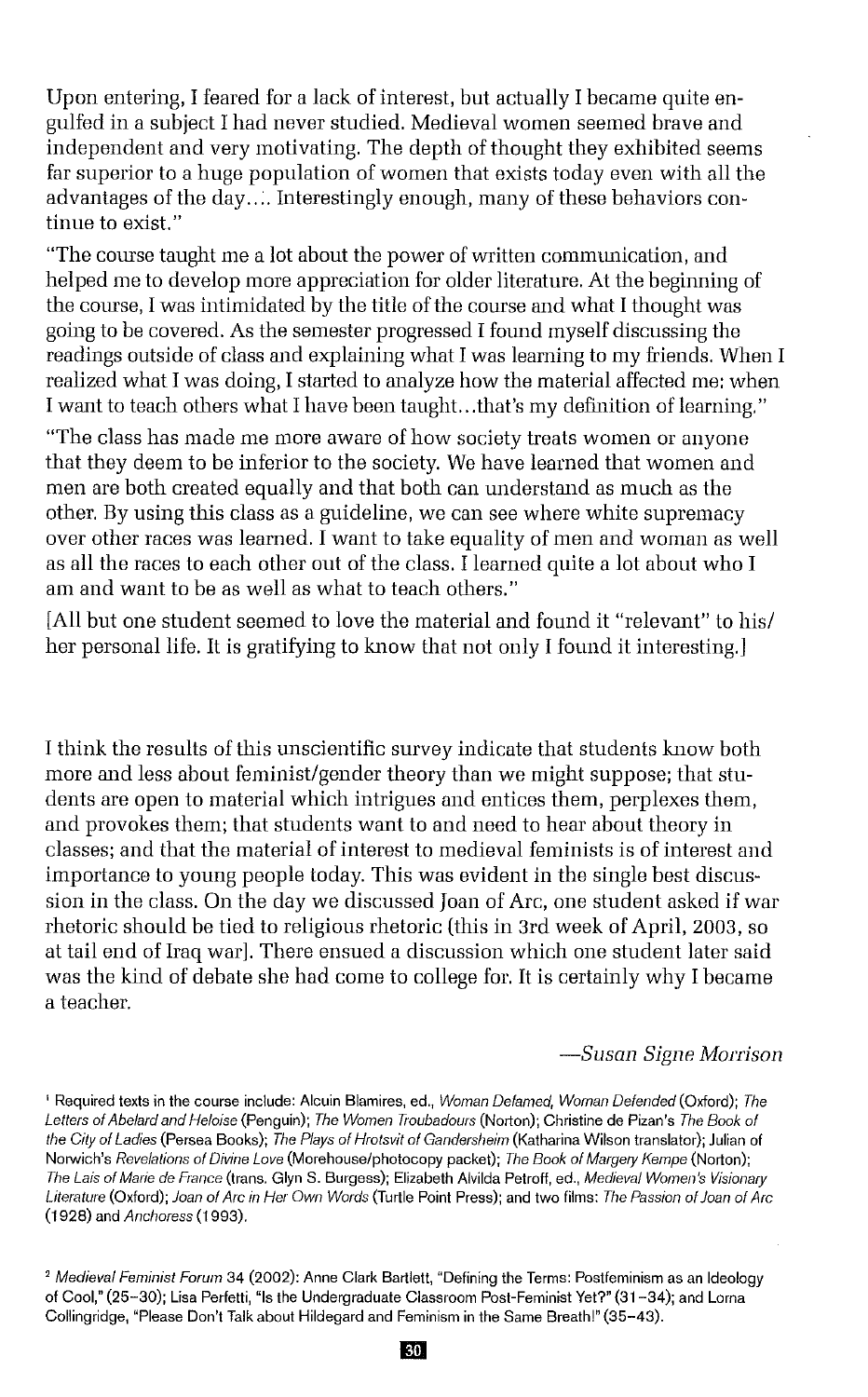Upon entering, I feared for a lack of interest, but actually I became quite engulfed in a subject I had never studied. Medieval women seemed brave and independent and very motivating. The depth of thought they exhibited seems far superior to a huge population of women that exists today even with all the advantages of the day.... Interestingly enough, many of these behaviors continue to exist."

"The course taught me a lot about the power of written communication, and helped me to develop more appreciation for older literature. At the beginning of the course, I was intimidated by the title of the course and what I thought was going to be covered. As the semester progressed I found myself discussing the readings outside of class and explaining what I was learning to my friends. When I realized what I was doing, I started to analyze how the material affected me: when I want to teach others what I have been taught...that's my definition of learning."

"The class has made me more aware of how society treats women or anyone that they deem to be inferior to the society. We have learned that women and men are both created equally and that both can understand as much as the other. By using this class as a guideline, we can see where white supremacy over other races was learned. I want to take equality of men and woman as well as all the races to each other out of the class. I learned quite a lot about who I am and want to be as well as what to teach others."

[All but one student seemed to love the material and found it "relevant" to his/her personal life. It is gratifying to know that not only I found it interesting.]

I think the results of this unscientific survey indicate that students know both more and less about feminist/gender theory than we might suppose; that students are open to material which intrigues and entices them, perplexes them, and provokes them; that students want to and need to hear about theory in classes; and that the material of interest to medieval feminists is of interest and importance to young people today. This was evident in the single best discussion in the class. On the day we discussed Joan of Arc, one student asked if war rhetoric should be tied to religious rhetoric (this in 3rd week of April, 2003, so at tail end of Iraq war). There ensued a discussion which one student later said was the kind of debate she had come to college for. It is certainly why I became a teacher.

—*Susan Signe Morrison*

[1] Required texts in the course include: Alcuin Blamires, ed., *Woman Defamed, Woman Defended* (Oxford); *The Letters of Abelard and Heloise* (Penguin); *The Women Troubadours* (Norton); Christine de Pizan's *The Book of the City of Ladies* (Persea Books); *The Plays of Hrotsvit of Gandersheim* (Katharina Wilson translator); Julian of Norwich's *Revelations of Divine Love* (Morehouse/photocopy packet); *The Book of Margery Kempe* (Norton); *The Lais of Marie de France* (trans. Glyn S. Burgess); Elizabeth Alvilda Petroff, ed., *Medieval Women's Visionary Literature* (Oxford); *Joan of Arc in Her Own Words* (Turtle Point Press); and two films: *The Passion of Joan of Arc* (1928) and *Anchoress* (1993).

[2] *Medieval Feminist Forum* 34 (2002): Anne Clark Bartlett, "Defining the Terms: Postfeminism as an Ideology of Cool," (25–30); Lisa Perfetti, "Is the Undergraduate Classroom Post-Feminist Yet?" (31–34); and Lorna Collingridge, "Please Don't Talk about Hildegard and Feminism in the Same Breath!" (35–43).